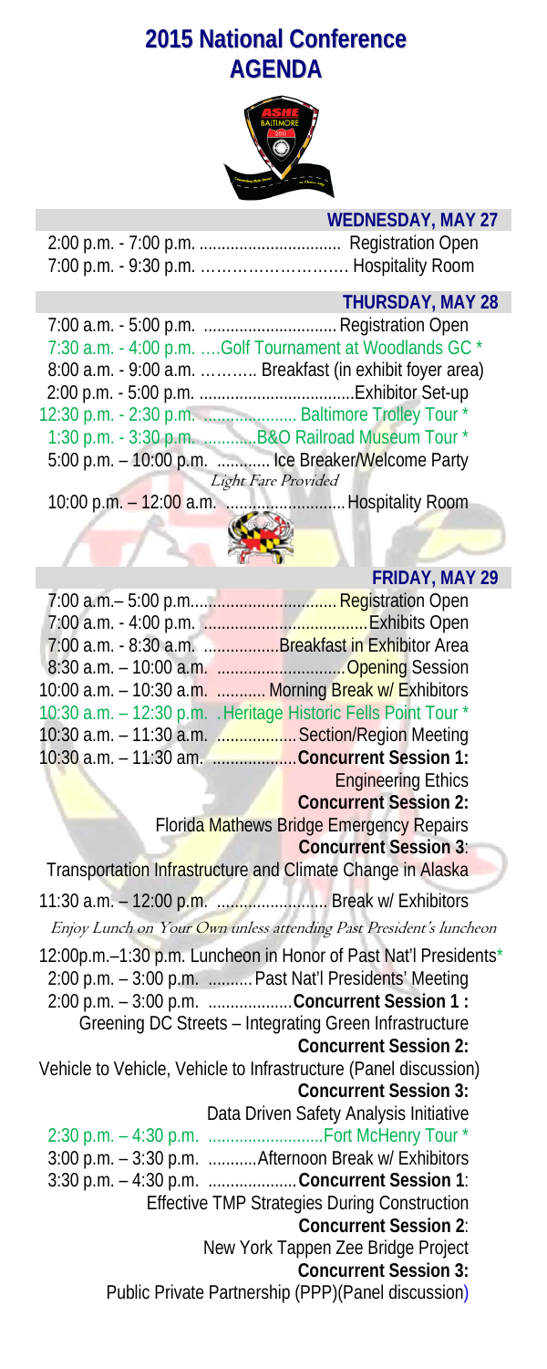# 2015 National Conference AGENDA

## WEDNESDAY, MAY 27

2:00 p.m. - 7:00 p.m. ................................ Registration Open
7:00 p.m. - 9:30 p.m. ……………………… Hospitality Room

## THURSDAY, MAY 28

7:00 a.m. - 5:00 p.m. .............................. Registration Open
7:30 a.m. - 4:00 p.m. ….Golf Tournament at Woodlands GC *
8:00 a.m. - 9:00 a.m. ……….. Breakfast (in exhibit foyer area)
2:00 p.m. - 5:00 p.m. ..................................Exhibitor Set-up
12:30 p.m. - 2:30 p.m. .................... Baltimore Trolley Tour *
1:30 p.m. - 3:30 p.m. ............B&O Railroad Museum Tour *
5:00 p.m. – 10:00 p.m. ............ Ice Breaker/Welcome Party
*Light Fare Provided*
10:00 p.m. – 12:00 a.m. ..........................Hospitality Room

## FRIDAY, MAY 29

7:00 a.m.– 5:00 p.m................................. Registration Open
7:00 a.m. - 4:00 p.m. ....................................Exhibits Open
7:00 a.m. - 8:30 a.m. .................Breakfast in Exhibitor Area
8:30 a.m. – 10:00 a.m. .............................Opening Session
10:00 a.m. – 10:30 a.m. ........... Morning Break w/ Exhibitors
10:30 a.m. – 12:30 p.m. .Heritage Historic Fells Point Tour *
10:30 a.m. – 11:30 a.m. ..................Section/Region Meeting
10:30 a.m. – 11:30 am. ...................**Concurrent Session 1:**
Engineering Ethics
**Concurrent Session 2:**
Florida Mathews Bridge Emergency Repairs
**Concurrent Session 3**:
Transportation Infrastructure and Climate Change in Alaska

11:30 a.m. – 12:00 p.m. ......................... Break w/ Exhibitors
*Enjoy Lunch on Your Own unless attending Past President's luncheon*

12:00p.m.–1:30 p.m. Luncheon in Honor of Past Nat'l Presidents*
2:00 p.m. – 3:00 p.m. .......... Past Nat'l Presidents' Meeting
2:00 p.m. – 3:00 p.m. ...................**Concurrent Session 1 :**
Greening DC Streets – Integrating Green Infrastructure
**Concurrent Session 2:**
Vehicle to Vehicle, Vehicle to Infrastructure (Panel discussion)
**Concurrent Session 3:**
Data Driven Safety Analysis Initiative
2:30 p.m. – 4:30 p.m. ..........................Fort McHenry Tour *
3:00 p.m. – 3:30 p.m. ...........Afternoon Break w/ Exhibitors
3:30 p.m. – 4:30 p.m. ....................**Concurrent Session 1**:
Effective TMP Strategies During Construction
**Concurrent Session 2**:
New York Tappen Zee Bridge Project
**Concurrent Session 3:**
Public Private Partnership (PPP)(Panel discussion)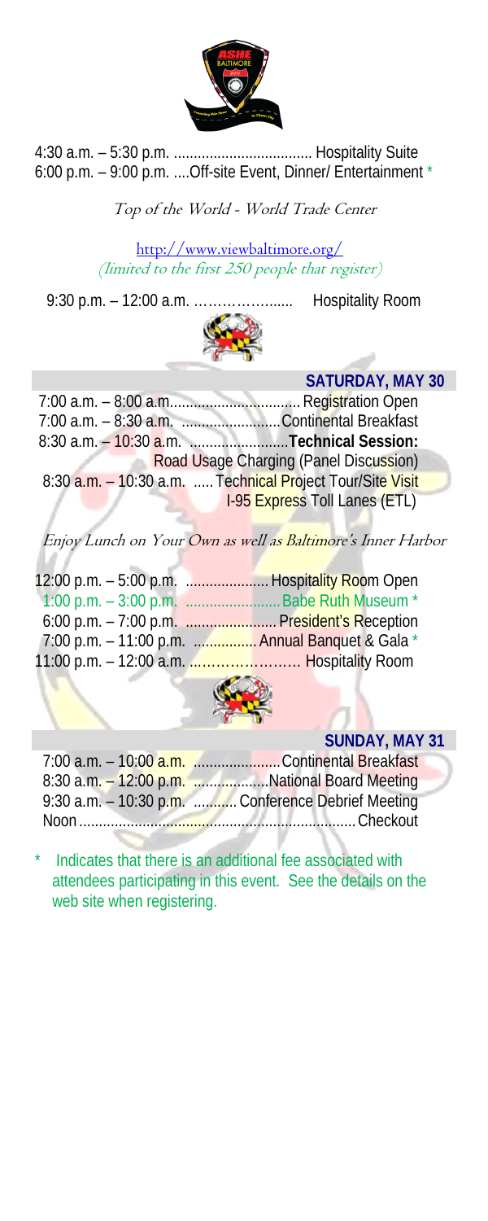4:30 a.m. – 5:30 p.m. ................................... Hospitality Suite

6:00 p.m. – 9:00 p.m. ....Off-site Event, Dinner/ Entertainment *

*Top of the World - World Trade Center*

http://www.viewbaltimore.org/

*(limited to the first 250 people that register)*

9:30 p.m. – 12:00 a.m. ……………...... Hospitality Room

## SATURDAY, MAY 30

7:00 a.m. – 8:00 a.m................................ Registration Open

7:00 a.m. – 8:30 a.m. ........................Continental Breakfast

8:30 a.m. – 10:30 a.m. ........................**Technical Session:**
Road Usage Charging (Panel Discussion)

8:30 a.m. – 10:30 a.m. ..... Technical Project Tour/Site Visit
I-95 Express Toll Lanes (ETL)

*Enjoy Lunch on Your Own as well as Baltimore's Inner Harbor*

12:00 p.m. – 5:00 p.m. .................... Hospitality Room Open

1:00 p.m. – 3:00 p.m. ........................ Babe Ruth Museum *

6:00 p.m. – 7:00 p.m. ....................... President's Reception

7:00 p.m. – 11:00 p.m. ................ Annual Banquet & Gala *

11:00 p.m. – 12:00 a.m. ..…………………. Hospitality Room

## SUNDAY, MAY 31

7:00 a.m. – 10:00 a.m. .....................Continental Breakfast

8:30 a.m. – 12:00 p.m. ..................National Board Meeting

9:30 a.m. – 10:30 p.m. ........... Conference Debrief Meeting

Noon.....................................................................Checkout

\* Indicates that there is an additional fee associated with attendees participating in this event. See the details on the web site when registering.